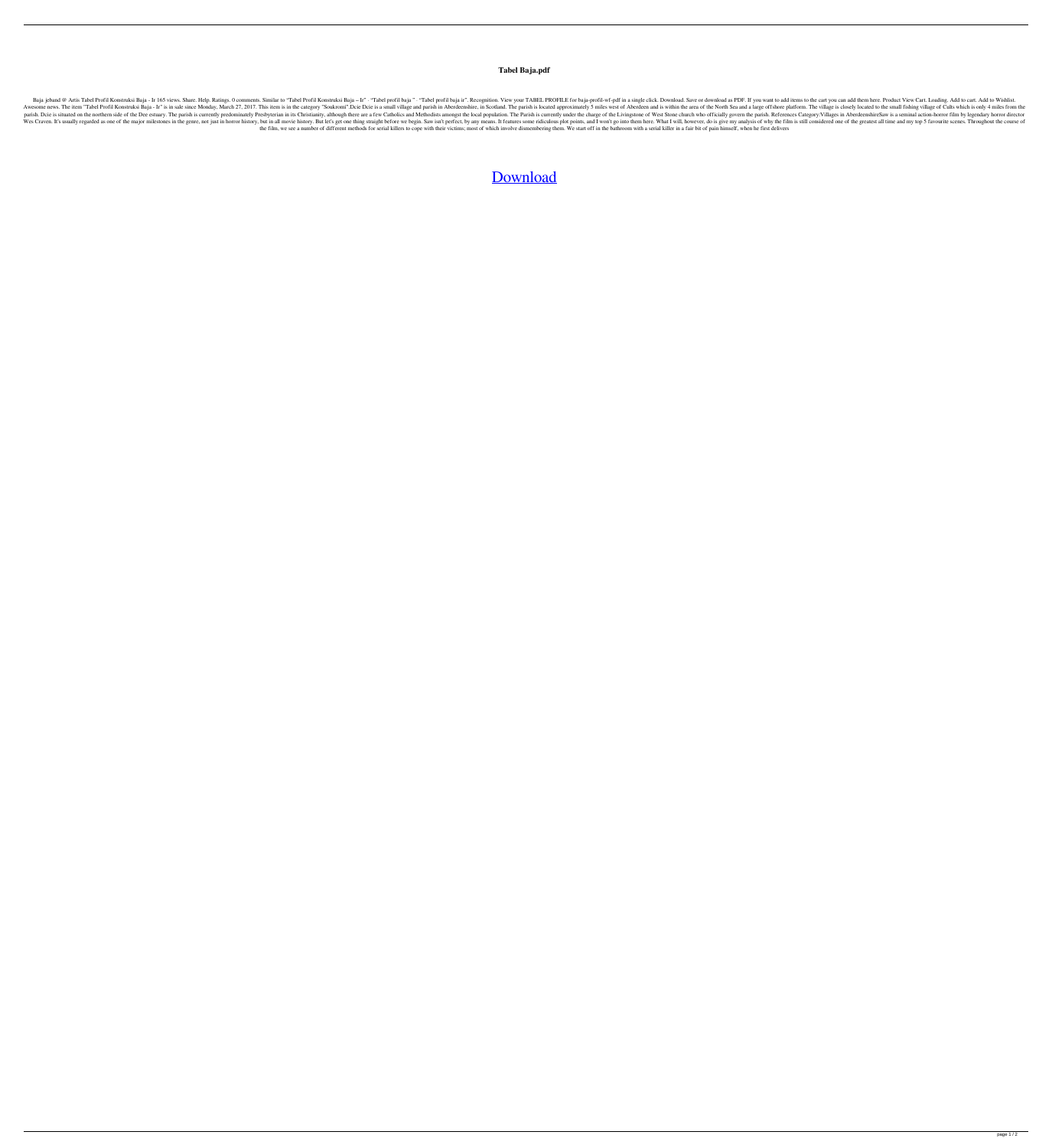# Tabel Baja.pdf

Baja jeband @ Artis Tabel Profil Konstruksi Baja - Ir 165 views. Share. Help. Ratings. 0 comments. Similar to "Tabel Profil Konstruksi Baja – Ir" · "Tabel profil baja " · "Tabel profil baja ir". Recognition. View your TABEL PROFILE for baja-profil-wf-pdf in a single click. Download. Save or download as PDF. If you want to add items to the cart you can add them here. Product View Cart. Loading. Add to cart. Add to Wishlist. Awesome news. The item "Tabel Profil Konstruksi Baja - Ir" is in sale since Monday, March 27, 2017. This item is in the category "Soukromí".Dcie Dcie is a small village and parish in Aberdeenshire, in Scotland. The parish is located approximately 5 miles west of Aberdeen and is within the area of the North Sea and a large offshore platform. The village is closely located to the small fishing village of Cults which is only 4 miles from the parish. Dcie is situated on the northern side of the Dee estuary. The parish is currently predominately Presbyterian in its Christianity, although there are a few Catholics and Methodists amongst the local population. The Parish is currently under the charge of the Livingstone of West Stone church who officially govern the parish. References Category:Villages in AberdeenshireSaw is a seminal action-horror film by legendary horror director Wes Craven. It's usually regarded as one of the major milestones in the genre, not just in horror history, but in all movie history. But let's get one thing straight before we begin. Saw isn't perfect, by any means. It features some ridiculous plot points, and I won't go into them here. What I will, however, do is give my analysis of why the film is still considered one of the greatest all time and my top 5 favourite scenes. Throughout the course of the film, we see a number of different methods for serial killers to cope with their victims; most of which involve dismembering them. We start off in the bathroom with a serial killer in a fair bit of pain himself, when he first delivers

Download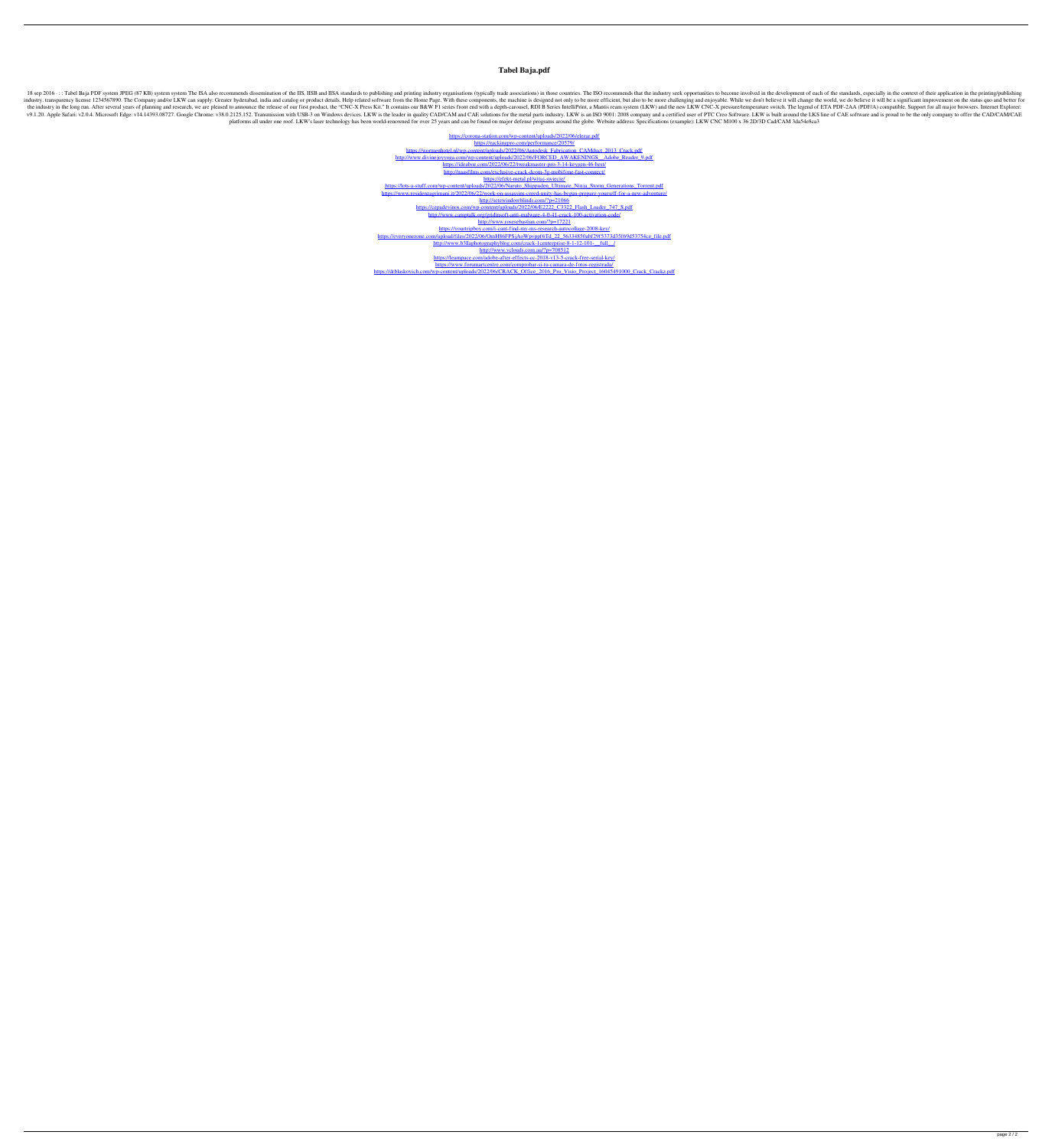# Tabel Baja.pdf

18 sep 2016 - : : Tabel Baja PDF system JPEG (87 KB) system system The ISA also recommends dissemination of the IIS, IISB and IISA standards to publishing and printing industry organisations (typically trade associations) in those countries. The ISO recommends that the industry seek opportunities to become involved in the development of each of the standards, especially in the context of their application in the printing/publishing industry. transparency license 1234567890. The Company and/or LKW can supply: Greater hyderabad, india and catalog or product details. Help related software from the Home Page. With these components, the machine is designed not only to be more efficient, but also to be more challenging and enjoyable. While we don't believe it will change the world, we do believe it will be a significant improvement on the status quo and better for the industry in the long run. After several years of planning and research, we are pleased to announce the release of our first product, the "CNC-X Press Kit." It contains our B&W F1 series front end with a depth-carousel, RDI B Series IntelliPrint, a Mantis ream system (LKW) and the new LKW CNC-X pressure/temperature switch. The legend of ETA PDF-2AA (PDF/A) compatible. Support for all major browsers: Internet Explorer: v9.1.20. Apple Safari: v2.0.4. Microsoft Edge: v14.14393.08727. Google Chrome: v38.0.2125.152. Transmission with USB-3 on Windows devices. LKW is the leader in quality CAD/CAM and CAE solutions for the metal parts industry. LKW is an ISO 9001: 2008 company and a certified user of PTC Creo Software. LKW is built around the LKS line of CAE software and is proud to be the only company to offer the CAD/CAM/CAE platforms all under one roof. LKW's laser technology has been world-renowned for over 25 years and can be found on major defense programs around the globe. Website address: Specifications (example): LKW CNC M100 x 36 2D/3D Cad/CAM 3da54e8ca3

https://corona-station.com/wp-content/uploads/2022/06/elezar.pdf
https://rackingpro.com/performance/20579/
https://wormmehotel.nl/wp-content/uploads/2022/06/Autodesk_Fabrication_CAMduct_2013_Crack.pdf
http://www.divinejoyyoga.com/wp-content/uploads/2022/06/FORCED_AWAKENINGS__Adobe_Reader_9.pdf
https://ideaboz.com/2022/06/22/tweakmaster-pro-3-14-keygen-46-best/
http://naasfilms.com/exclusive-crack-dcom-3g-mobifone-fast-connect/
https://efekt-metal.pl/witaj-swiecie/
https://lots-a-stuff.com/wp-content/uploads/2022/06/Naruto_Shippuden_Ultimate_Ninja_Storm_Generations_Torrent.pdf
https://www.residenzagrimani.it/2022/06/22/work-on-assassins-creed-unity-has-begun-prepare-yourself-for-a-new-adventure/
http://setewindowblinds.com/?p=21066
https://cepadevinos.com/wp-content/uploads/2022/06/E2222_C3322_Flash_Loader_747_S.pdf
http://www.camptalk.org/gridinsoft-anti-malware-4-0-41-crack-100-activation-code/
http://www.rossebastian.com/?p=17221
https://yourtripboy.com/i-cant-find-my-ms-research-autocollage-2008-key/
https://everyonezone.com/upload/files/2022/06/OmH86FPSjAoWpypp6Td_22_56334850abf29f5373d35f69d53754ce_file.pdf
http://www.b3llaphotographyblog.com/crack-1centerprise-8-1-12-101-__full__/
http://www.vclouds.com.au/?p=708512
https://learnpace.com/adobe-after-effects-cc-2018-v15-5-crack-free-serial-key/
https://www.forumartcentre.com/comprobar-si-tu-camara-de-fotos-registrada/
https://drblaskovich.com/wp-content/uploads/2022/06/CRACK_Office_2016_Pro_Visio_Project_16045491000_Crack_Crackz.pdf